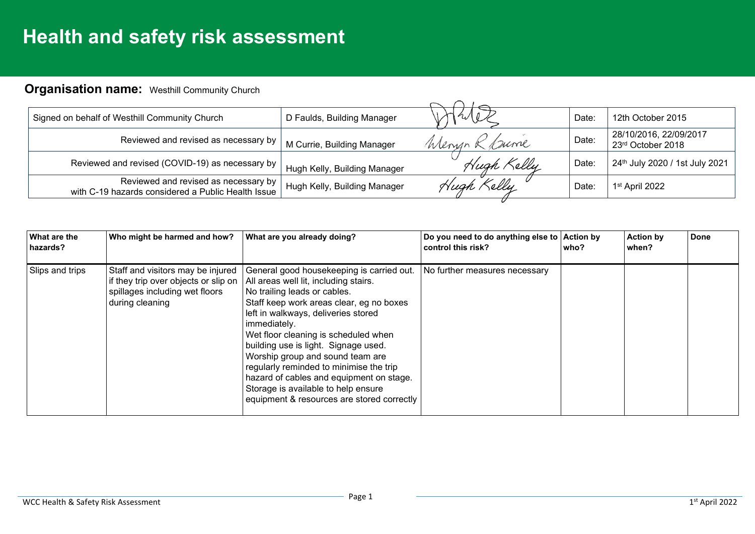# Health and safety risk assessment

**Organisation name:** Westhill Community Church

| | | | | |
|---|---|---|---|---|
| Signed on behalf of Westhill Community Church | D Faulds, Building Manager | | Date: | 12th October 2015 |
| Reviewed and revised as necessary by | M Currie, Building Manager | | Date: | 28/10/2016, 22/09/2017 23rd October 2018 |
| Reviewed and revised (COVID-19) as necessary by | Hugh Kelly, Building Manager | Hugh Kelly | Date: | 24th July 2020 / 1st July 2021 |
| Reviewed and revised as necessary by with C-19 hazards considered a Public Health Issue | Hugh Kelly, Building Manager | Hugh Kelly | Date: | 1st April 2022 |

| What are the hazards? | Who might be harmed and how? | What are you already doing? | Do you need to do anything else to control this risk? | Action by who? | Action by when? | Done |
|---|---|---|---|---|---|---|
| Slips and trips | Staff and visitors may be injured if they trip over objects or slip on spillages including wet floors during cleaning | General good housekeeping is carried out.<br>All areas well lit, including stairs.<br>No trailing leads or cables.<br>Staff keep work areas clear, eg no boxes left in walkways, deliveries stored immediately.<br>Wet floor cleaning is scheduled when building use is light. Signage used.<br>Worship group and sound team are regularly reminded to minimise the trip hazard of cables and equipment on stage.<br>Storage is available to help ensure equipment & resources are stored correctly | No further measures necessary | | | |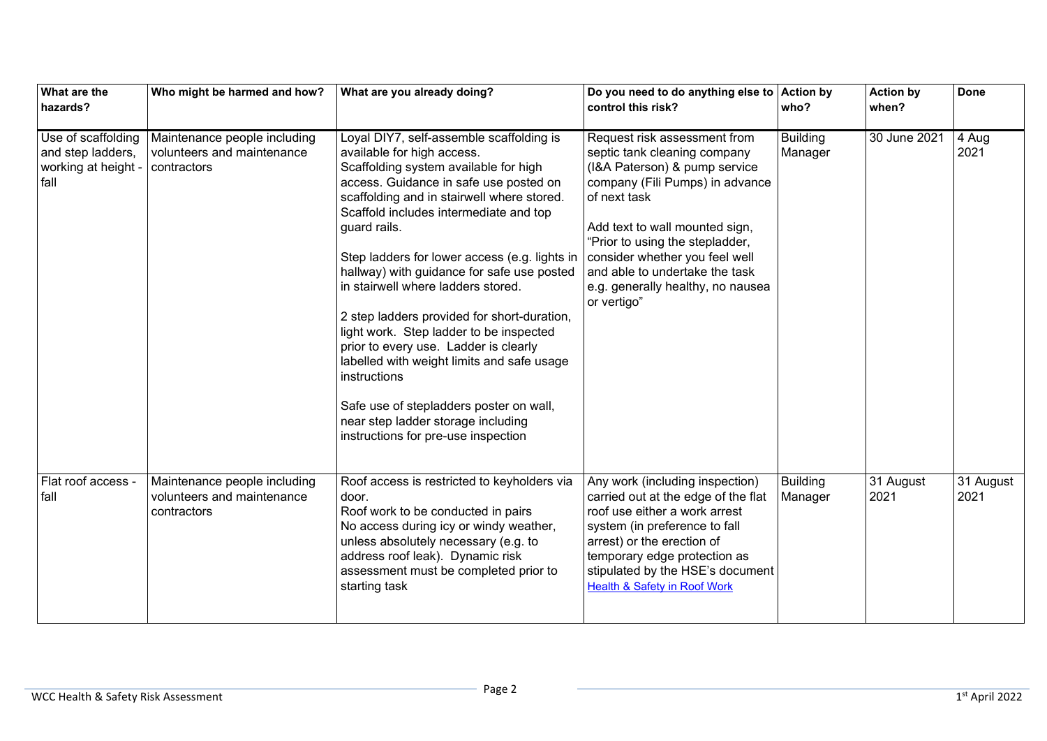| What are the hazards? | Who might be harmed and how? | What are you already doing? | Do you need to do anything else to control this risk? | Action by who? | Action by when? | Done |
|---|---|---|---|---|---|---|
| Use of scaffolding and step ladders, working at height - fall | Maintenance people including volunteers and maintenance contractors | Loyal DIY7, self-assemble scaffolding is available for high access.<br>Scaffolding system available for high access. Guidance in safe use posted on scaffolding and in stairwell where stored. Scaffold includes intermediate and top guard rails.<br><br>Step ladders for lower access (e.g. lights in hallway) with guidance for safe use posted in stairwell where ladders stored.<br><br>2 step ladders provided for short-duration, light work. Step ladder to be inspected prior to every use. Ladder is clearly labelled with weight limits and safe usage instructions<br><br>Safe use of stepladders poster on wall, near step ladder storage including instructions for pre-use inspection | Request risk assessment from septic tank cleaning company (I&A Paterson) & pump service company (Fili Pumps) in advance of next task<br><br>Add text to wall mounted sign, "Prior to using the stepladder, consider whether you feel well and able to undertake the task e.g. generally healthy, no nausea or vertigo" | Building Manager | 30 June 2021 | 4 Aug 2021 |
| Flat roof access - fall | Maintenance people including volunteers and maintenance contractors | Roof access is restricted to keyholders via door.<br>Roof work to be conducted in pairs<br>No access during icy or windy weather, unless absolutely necessary (e.g. to address roof leak). Dynamic risk assessment must be completed prior to starting task | Any work (including inspection) carried out at the edge of the flat roof use either a work arrest system (in preference to fall arrest) or the erection of temporary edge protection as stipulated by the HSE's document Health & Safety in Roof Work | Building Manager | 31 August 2021 | 31 August 2021 |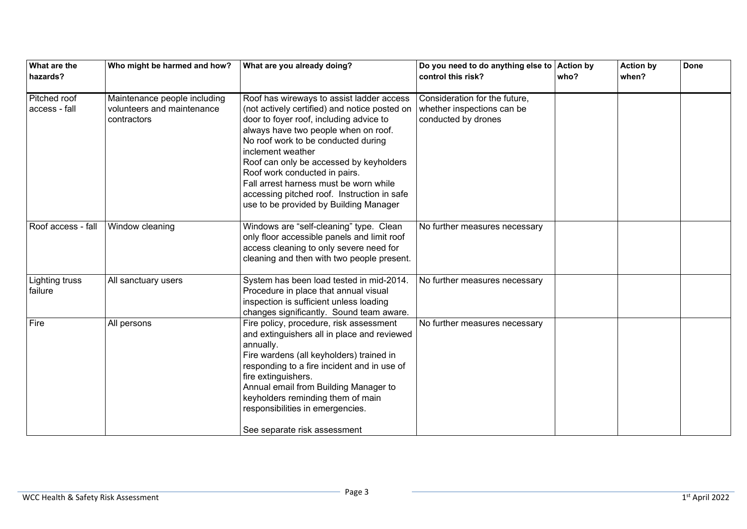| What are the hazards? | Who might be harmed and how? | What are you already doing? | Do you need to do anything else to control this risk? | Action by who? | Action by when? | Done |
|---|---|---|---|---|---|---|
| Pitched roof access - fall | Maintenance people including volunteers and maintenance contractors | Roof has wireways to assist ladder access (not actively certified) and notice posted on door to foyer roof, including advice to always have two people when on roof.<br>No roof work to be conducted during inclement weather<br>Roof can only be accessed by keyholders<br>Roof work conducted in pairs.<br>Fall arrest harness must be worn while accessing pitched roof. Instruction in safe use to be provided by Building Manager | Consideration for the future, whether inspections can be conducted by drones | | | |
| Roof access - fall | Window cleaning | Windows are "self-cleaning" type. Clean only floor accessible panels and limit roof access cleaning to only severe need for cleaning and then with two people present. | No further measures necessary | | | |
| Lighting truss failure | All sanctuary users | System has been load tested in mid-2014. Procedure in place that annual visual inspection is sufficient unless loading changes significantly. Sound team aware. | No further measures necessary | | | |
| Fire | All persons | Fire policy, procedure, risk assessment and extinguishers all in place and reviewed annually.<br>Fire wardens (all keyholders) trained in responding to a fire incident and in use of fire extinguishers.<br>Annual email from Building Manager to keyholders reminding them of main responsibilities in emergencies.<br><br>See separate risk assessment | No further measures necessary | | | |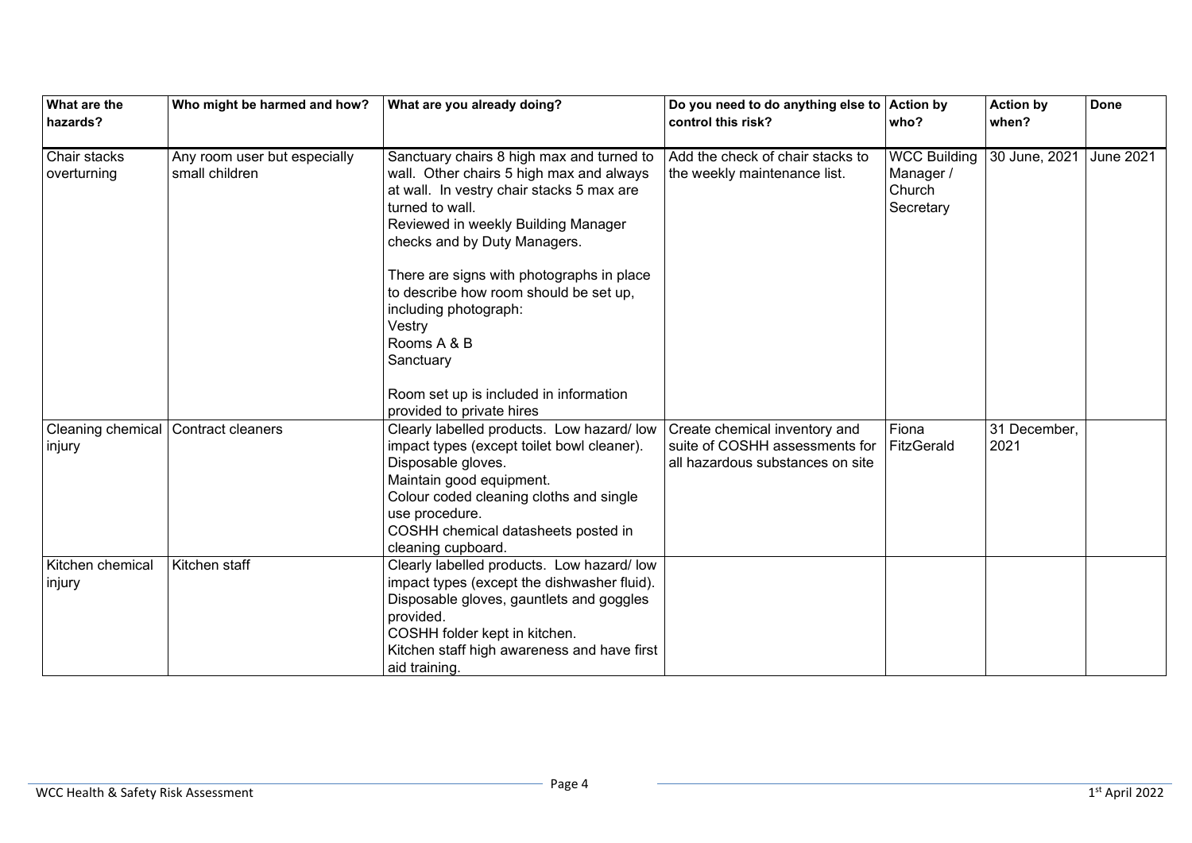| What are the hazards? | Who might be harmed and how? | What are you already doing? | Do you need to do anything else to control this risk? | Action by who? | Action by when? | Done |
|---|---|---|---|---|---|---|
| Chair stacks overturning | Any room user but especially small children | Sanctuary chairs 8 high max and turned to wall. Other chairs 5 high max and always at wall. In vestry chair stacks 5 max are turned to wall.<br>Reviewed in weekly Building Manager checks and by Duty Managers.<br><br>There are signs with photographs in place to describe how room should be set up, including photograph:<br>Vestry<br>Rooms A & B<br>Sanctuary<br><br>Room set up is included in information provided to private hires | Add the check of chair stacks to the weekly maintenance list. | WCC Building Manager / Church Secretary | 30 June, 2021 | June 2021 |
| Cleaning chemical injury | Contract cleaners | Clearly labelled products. Low hazard/ low impact types (except toilet bowl cleaner).<br>Disposable gloves.<br>Maintain good equipment.<br>Colour coded cleaning cloths and single use procedure.<br>COSHH chemical datasheets posted in cleaning cupboard. | Create chemical inventory and suite of COSHH assessments for all hazardous substances on site | Fiona FitzGerald | 31 December, 2021 | |
| Kitchen chemical injury | Kitchen staff | Clearly labelled products. Low hazard/ low impact types (except the dishwasher fluid).<br>Disposable gloves, gauntlets and goggles provided.<br>COSHH folder kept in kitchen.<br>Kitchen staff high awareness and have first aid training. | | | | |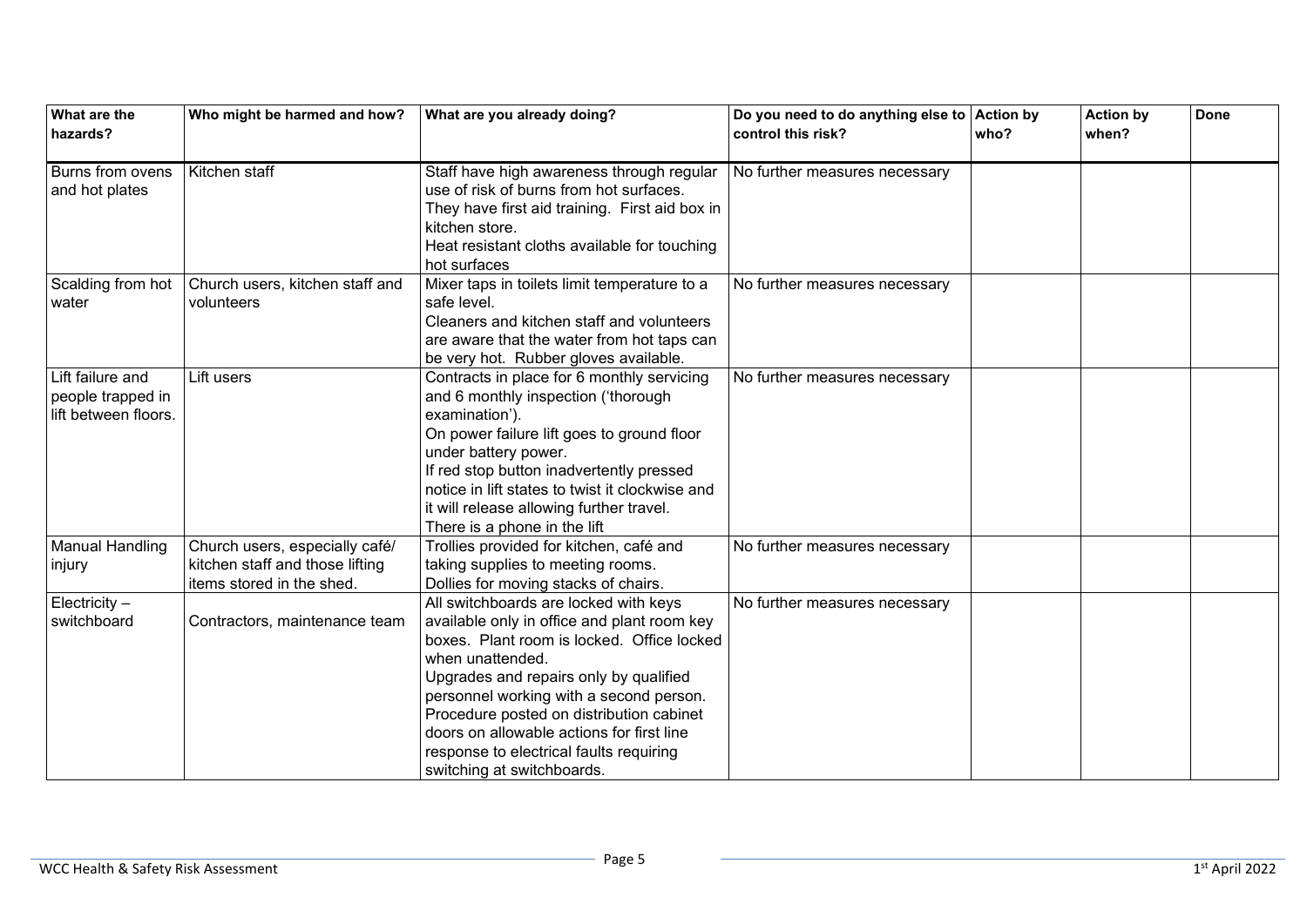| What are the hazards? | Who might be harmed and how? | What are you already doing? | Do you need to do anything else to control this risk? | Action by who? | Action by when? | Done |
|---|---|---|---|---|---|---|
| Burns from ovens and hot plates | Kitchen staff | Staff have high awareness through regular use of risk of burns from hot surfaces. They have first aid training. First aid box in kitchen store. Heat resistant cloths available for touching hot surfaces | No further measures necessary | | | |
| Scalding from hot water | Church users, kitchen staff and volunteers | Mixer taps in toilets limit temperature to a safe level. Cleaners and kitchen staff and volunteers are aware that the water from hot taps can be very hot. Rubber gloves available. | No further measures necessary | | | |
| Lift failure and people trapped in lift between floors. | Lift users | Contracts in place for 6 monthly servicing and 6 monthly inspection ('thorough examination'). On power failure lift goes to ground floor under battery power. If red stop button inadvertently pressed notice in lift states to twist it clockwise and it will release allowing further travel. There is a phone in the lift | No further measures necessary | | | |
| Manual Handling injury | Church users, especially café/ kitchen staff and those lifting items stored in the shed. | Trollies provided for kitchen, café and taking supplies to meeting rooms. Dollies for moving stacks of chairs. | No further measures necessary | | | |
| Electricity – switchboard | Contractors, maintenance team | All switchboards are locked with keys available only in office and plant room key boxes. Plant room is locked. Office locked when unattended. Upgrades and repairs only by qualified personnel working with a second person. Procedure posted on distribution cabinet doors on allowable actions for first line response to electrical faults requiring switching at switchboards. | No further measures necessary | | | |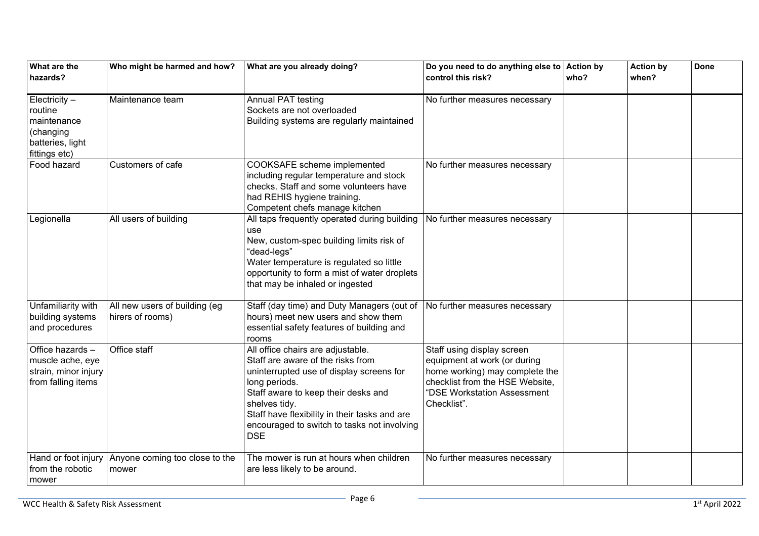| What are the hazards? | Who might be harmed and how? | What are you already doing? | Do you need to do anything else to control this risk? | Action by who? | Action by when? | Done |
|---|---|---|---|---|---|---|
| Electricity – routine maintenance (changing batteries, light fittings etc) | Maintenance team | Annual PAT testing<br>Sockets are not overloaded<br>Building systems are regularly maintained | No further measures necessary | | | |
| Food hazard | Customers of cafe | COOKSAFE scheme implemented including regular temperature and stock checks. Staff and some volunteers have had REHIS hygiene training.<br>Competent chefs manage kitchen | No further measures necessary | | | |
| Legionella | All users of building | All taps frequently operated during building use<br>New, custom-spec building limits risk of "dead-legs"<br>Water temperature is regulated so little opportunity to form a mist of water droplets that may be inhaled or ingested | No further measures necessary | | | |
| Unfamiliarity with building systems and procedures | All new users of building (eg hirers of rooms) | Staff (day time) and Duty Managers (out of hours) meet new users and show them essential safety features of building and rooms | No further measures necessary | | | |
| Office hazards – muscle ache, eye strain, minor injury from falling items | Office staff | All office chairs are adjustable.<br>Staff are aware of the risks from uninterrupted use of display screens for long periods.<br>Staff aware to keep their desks and shelves tidy.<br>Staff have flexibility in their tasks and are encouraged to switch to tasks not involving DSE | Staff using display screen equipment at work (or during home working) may complete the checklist from the HSE Website, "DSE Workstation Assessment Checklist". | | | |
| Hand or foot injury from the robotic mower | Anyone coming too close to the mower | The mower is run at hours when children are less likely to be around. | No further measures necessary | | | |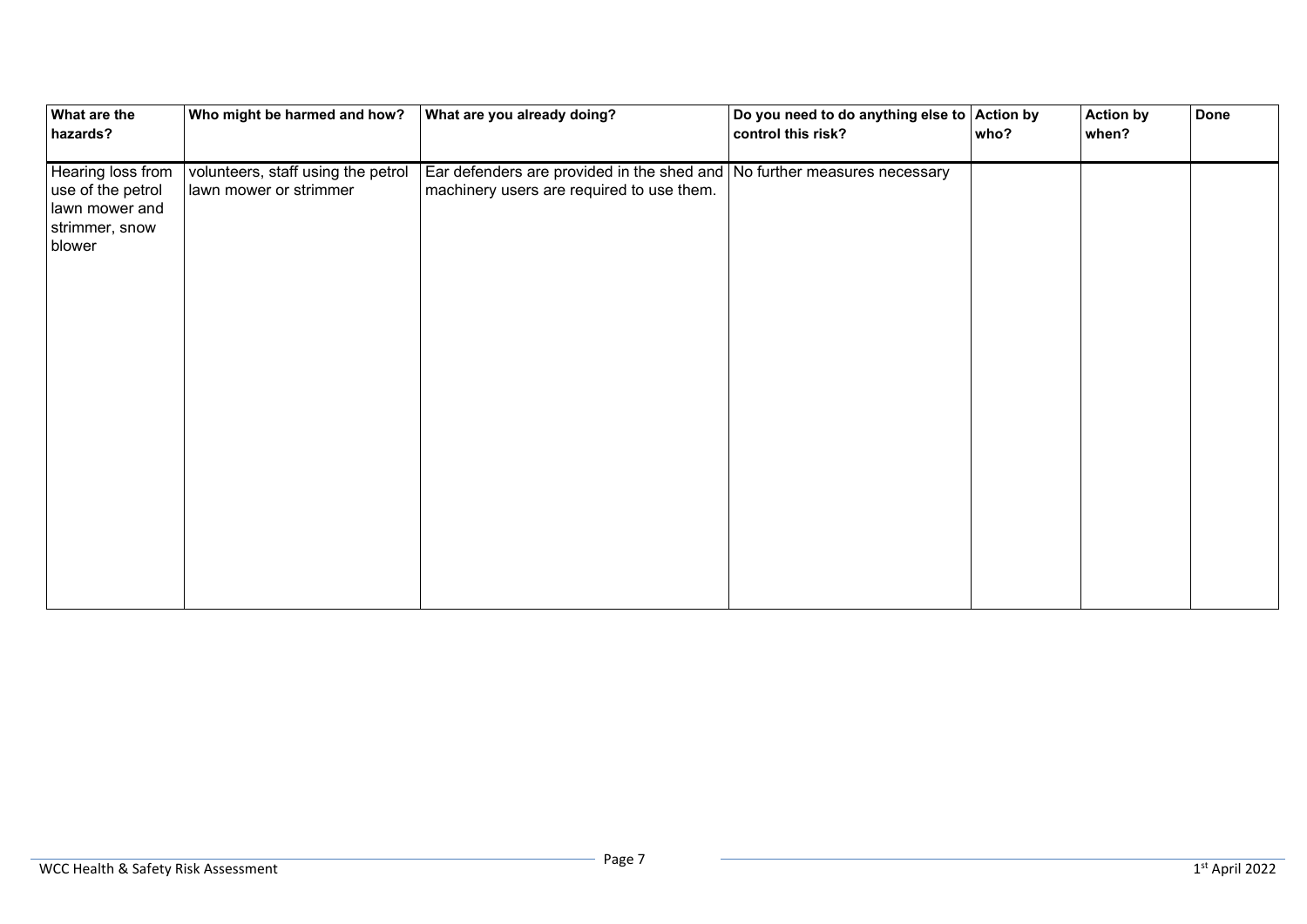| What are the hazards? | Who might be harmed and how? | What are you already doing? | Do you need to do anything else to control this risk? | Action by who? | Action by when? | Done |
| --- | --- | --- | --- | --- | --- | --- |
| Hearing loss from use of the petrol lawn mower and strimmer, snow blower | volunteers, staff using the petrol lawn mower or strimmer | Ear defenders are provided in the shed and machinery users are required to use them. | No further measures necessary | | | |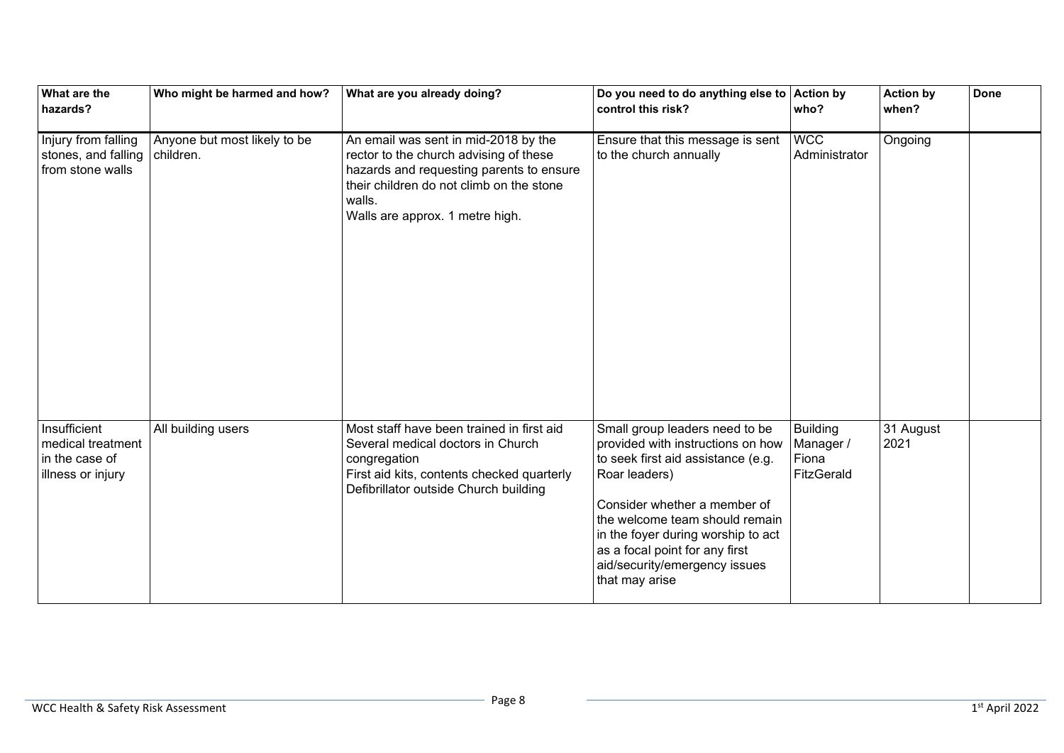| What are the hazards? | Who might be harmed and how? | What are you already doing? | Do you need to do anything else to control this risk? | Action by who? | Action by when? | Done |
|---|---|---|---|---|---|---|
| Injury from falling stones, and falling from stone walls | Anyone but most likely to be children. | An email was sent in mid-2018 by the rector to the church advising of these hazards and requesting parents to ensure their children do not climb on the stone walls.<br>Walls are approx. 1 metre high. | Ensure that this message is sent to the church annually | WCC Administrator | Ongoing | |
| Insufficient medical treatment in the case of illness or injury | All building users | Most staff have been trained in first aid<br>Several medical doctors in Church congregation<br>First aid kits, contents checked quarterly<br>Defibrillator outside Church building | Small group leaders need to be provided with instructions on how to seek first aid assistance (e.g. Roar leaders)<br><br>Consider whether a member of the welcome team should remain in the foyer during worship to act as a focal point for any first aid/security/emergency issues that may arise | Building Manager / Fiona FitzGerald | 31 August 2021 | |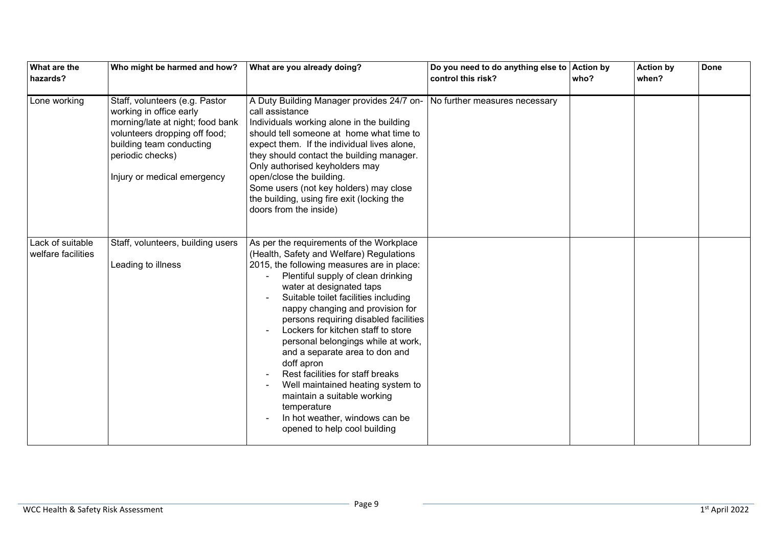| What are the hazards? | Who might be harmed and how? | What are you already doing? | Do you need to do anything else to control this risk? | Action by who? | Action by when? | Done |
|---|---|---|---|---|---|---|
| Lone working | Staff, volunteers (e.g. Pastor working in office early morning/late at night; food bank volunteers dropping off food; building team conducting periodic checks)<br><br>Injury or medical emergency | A Duty Building Manager provides 24/7 on-call assistance<br>Individuals working alone in the building should tell someone at home what time to expect them. If the individual lives alone, they should contact the building manager.<br>Only authorised keyholders may open/close the building.<br>Some users (not key holders) may close the building, using fire exit (locking the doors from the inside) | No further measures necessary | | | |
| Lack of suitable welfare facilities | Staff, volunteers, building users<br><br>Leading to illness | As per the requirements of the Workplace (Health, Safety and Welfare) Regulations 2015, the following measures are in place:<br>- Plentiful supply of clean drinking water at designated taps<br>- Suitable toilet facilities including nappy changing and provision for persons requiring disabled facilities<br>- Lockers for kitchen staff to store personal belongings while at work, and a separate area to don and doff apron<br>- Rest facilities for staff breaks<br>- Well maintained heating system to maintain a suitable working temperature<br>- In hot weather, windows can be opened to help cool building | | | | |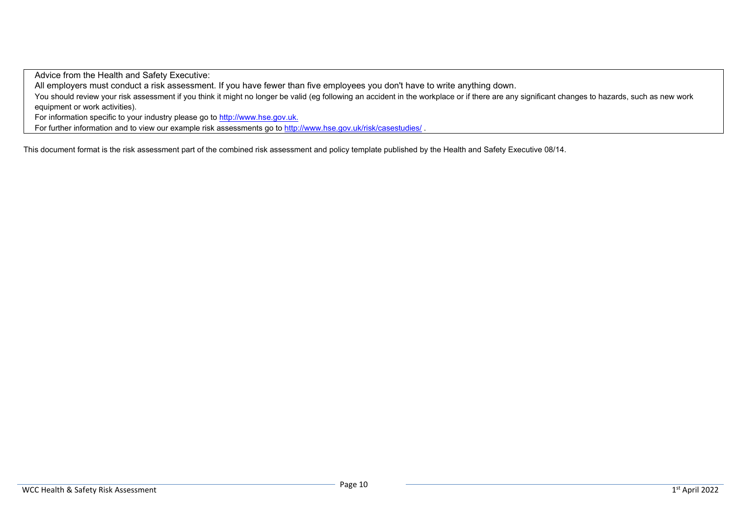Advice from the Health and Safety Executive:

All employers must conduct a risk assessment. If you have fewer than five employees you don't have to write anything down.

You should review your risk assessment if you think it might no longer be valid (eg following an accident in the workplace or if there are any significant changes to hazards, such as new work equipment or work activities).

For information specific to your industry please go to http://www.hse.gov.uk.

For further information and to view our example risk assessments go to http://www.hse.gov.uk/risk/casestudies/ .

This document format is the risk assessment part of the combined risk assessment and policy template published by the Health and Safety Executive 08/14.